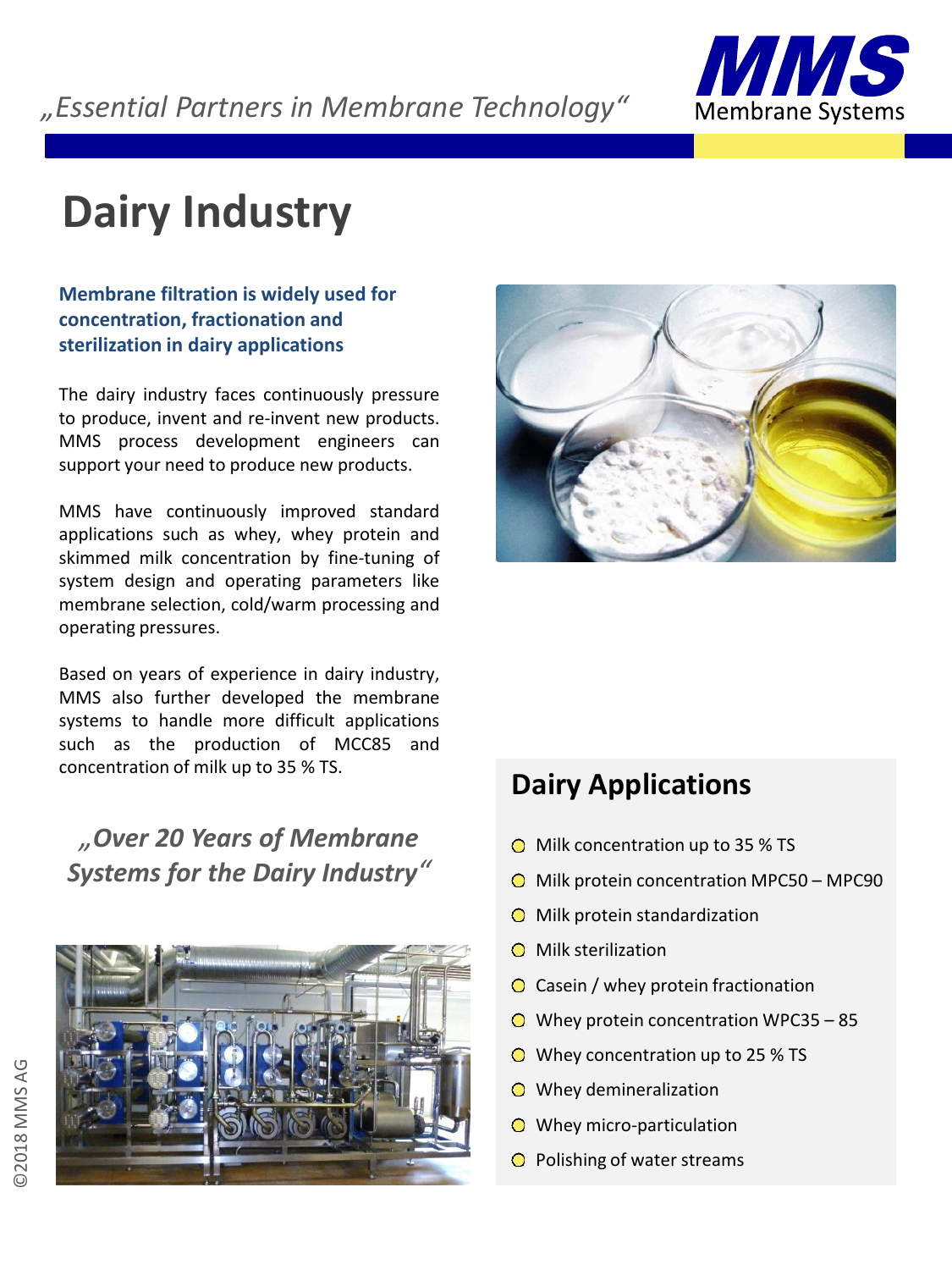„Essential Partners in Membrane Technology"

**MMS** Membrane Systems

# Dairy Industry

**Membrane filtration is widely used for concentration, fractionation and sterilization in dairy applications**

The dairy industry faces continuously pressure to produce, invent and re-invent new products. MMS process development engineers can support your need to produce new products.

MMS have continuously improved standard applications such as whey, whey protein and skimmed milk concentration by fine-tuning of system design and operating parameters like membrane selection, cold/warm processing and operating pressures.

Based on years of experience in dairy industry, MMS also further developed the membrane systems to handle more difficult applications such as the production of MCC85 and concentration of milk up to 35 % TS.

*„Over 20 Years of Membrane Systems for the Dairy Industry"*

## Dairy Applications

- Milk concentration up to 35 % TS
- Milk protein concentration MPC50 – MPC90
- Milk protein standardization
- Milk sterilization
- Casein / whey protein fractionation
- Whey protein concentration WPC35 – 85
- Whey concentration up to 25 % TS
- Whey demineralization
- Whey micro-particulation
- Polishing of water streams

©2018 MMS AG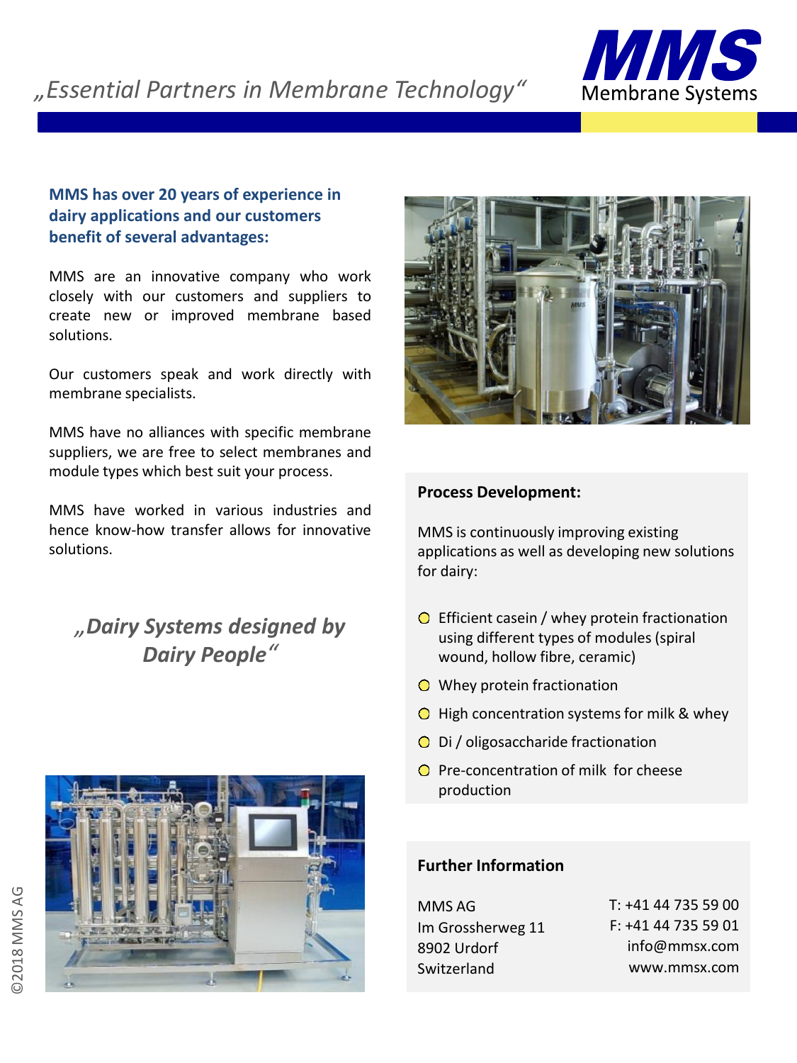*„Essential Partners in Membrane Technology“*

**MMS has over 20 years of experience in dairy applications and our customers benefit of several advantages:**

MMS are an innovative company who work closely with our customers and suppliers to create new or improved membrane based solutions.

Our customers speak and work directly with membrane specialists.

MMS have no alliances with specific membrane suppliers, we are free to select membranes and module types which best suit your process.

MMS have worked in various industries and hence know-how transfer allows for innovative solutions.

***„Dairy Systems designed by Dairy People“***

### Process Development:

MMS is continuously improving existing applications as well as developing new solutions for dairy:

- Efficient casein / whey protein fractionation using different types of modules (spiral wound, hollow fibre, ceramic)
- Whey protein fractionation
- High concentration systems for milk & whey
- Di / oligosaccharide fractionation
- Pre-concentration of milk for cheese production

### Further Information

MMS AG
Im Grossherweg 11
8902 Urdorf
Switzerland

T: +41 44 735 59 00
F: +41 44 735 59 01
info@mmsx.com
www.mmsx.com

©2018 MMS AG